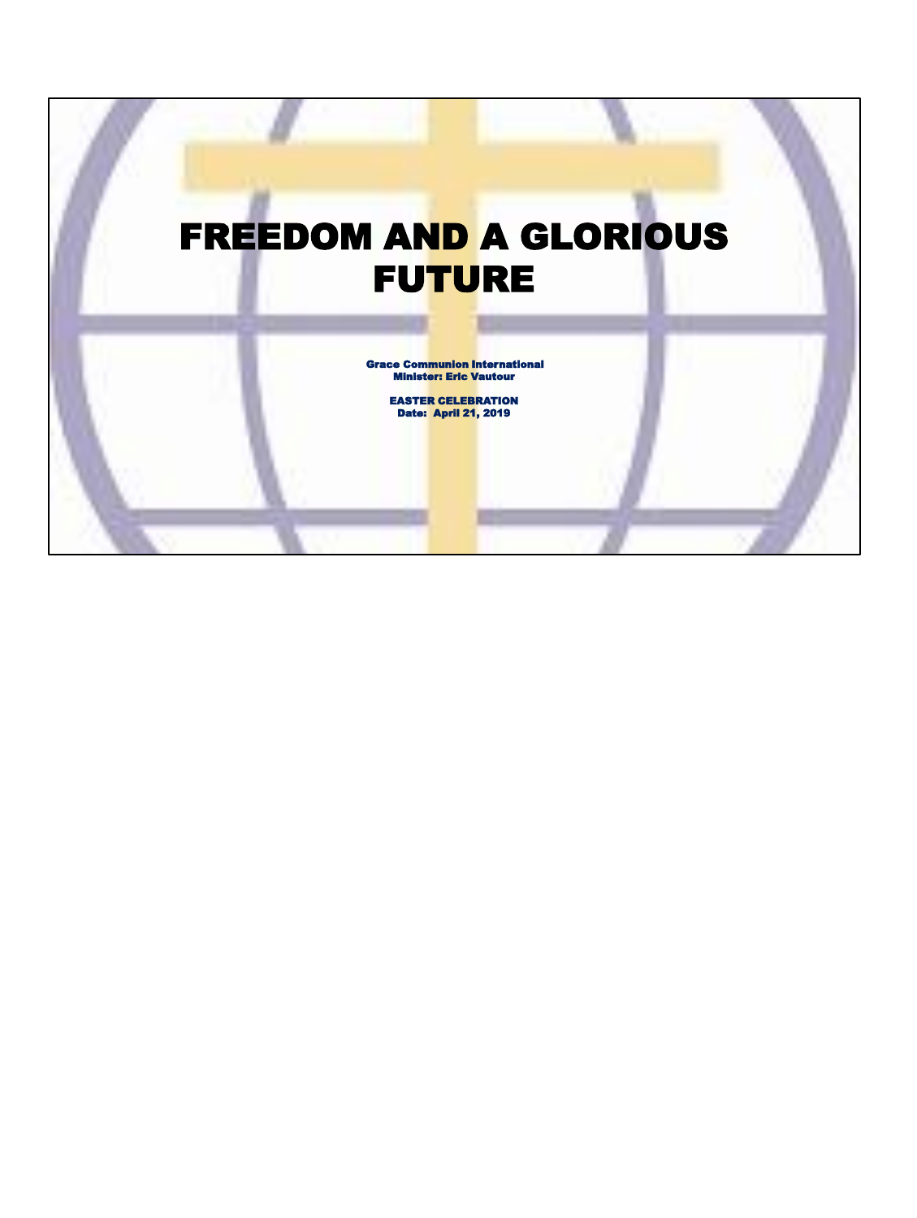# FREEDOM AND A GLORIOUS FUTURE

**Grace Communion International**
**Minister: Eric Vautour**

**EASTER CELEBRATION**
**Date: April 21, 2019**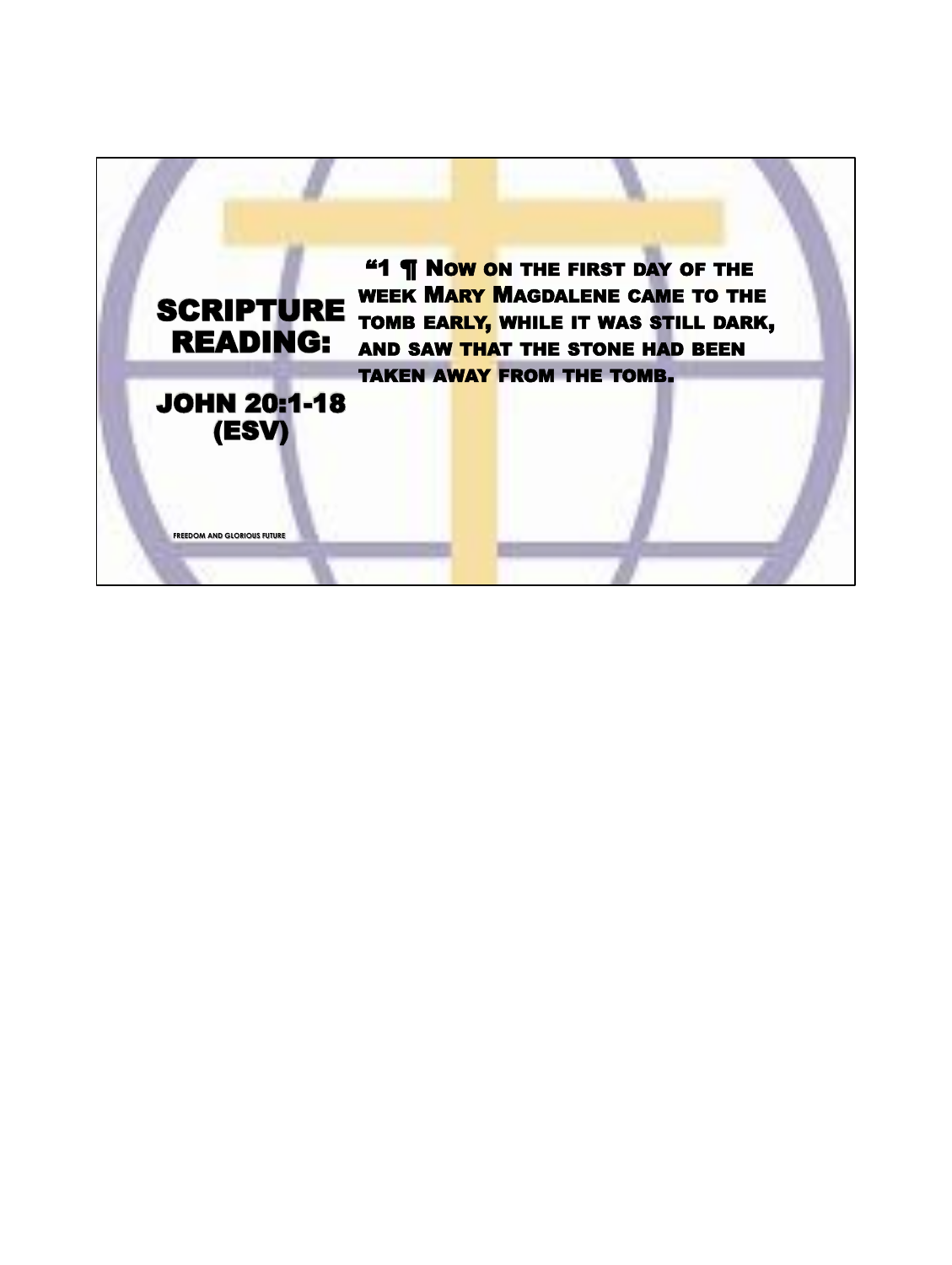# SCRIPTURE READING:

## JOHN 20:1-18 (ESV)

"1 ¶ Now on the first day of the week Mary Magdalene came to the tomb early, while it was still dark, and saw that the stone had been taken away from the tomb.

FREEDOM AND GLORIOUS FUTURE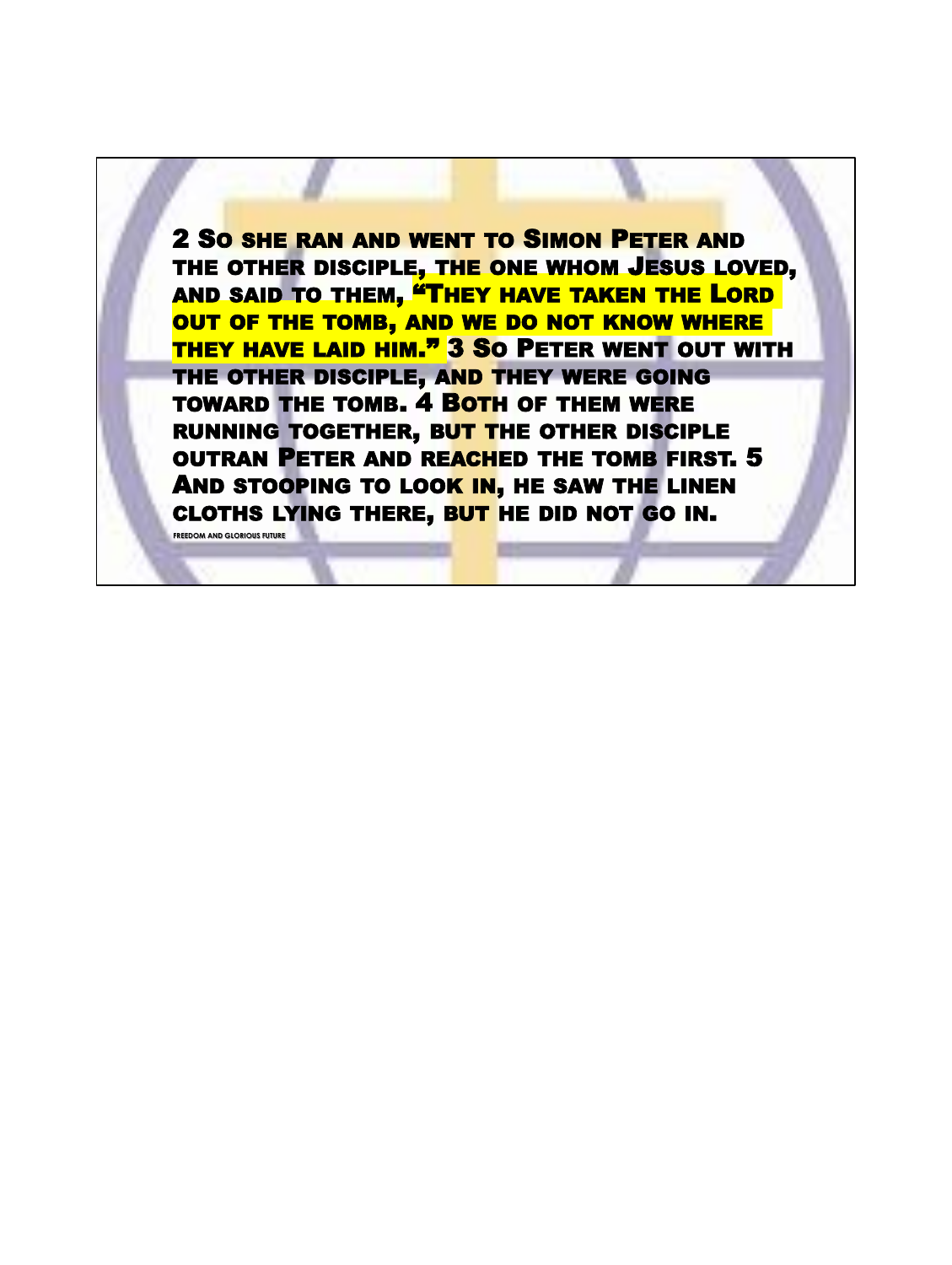2 So she ran and went to Simon Peter and the other disciple, the one whom Jesus loved, and said to them, "They have taken the Lord out of the tomb, and we do not know where they have laid him." 3 So Peter went out with the other disciple, and they were going toward the tomb. 4 Both of them were running together, but the other disciple outran Peter and reached the tomb first. 5 And stooping to look in, he saw the linen cloths lying there, but he did not go in.

FREEDOM AND GLORIOUS FUTURE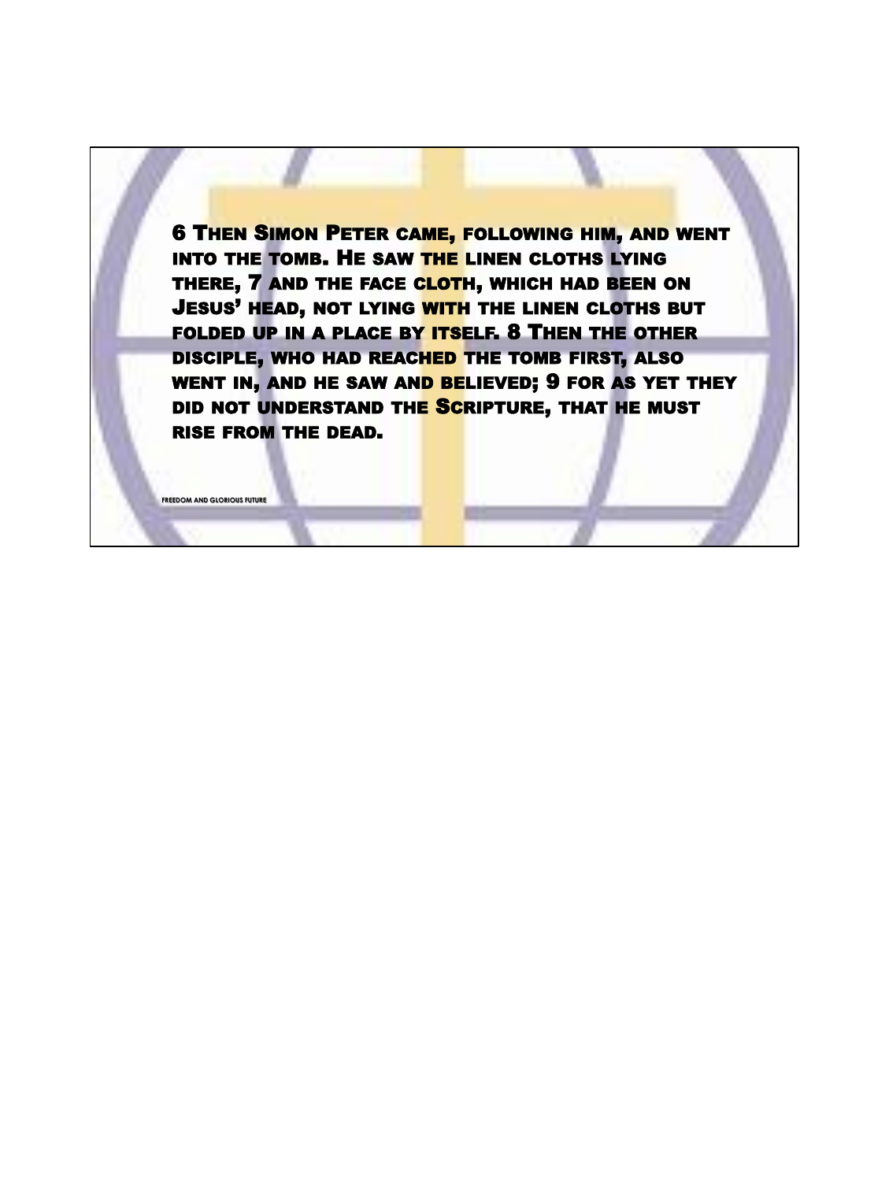6 Then Simon Peter came, following him, and went into the tomb. He saw the linen cloths lying there, 7 and the face cloth, which had been on Jesus' head, not lying with the linen cloths but folded up in a place by itself. 8 Then the other disciple, who had reached the tomb first, also went in, and he saw and believed; 9 for as yet they did not understand the Scripture, that he must rise from the dead.

FREEDOM AND GLORIOUS FUTURE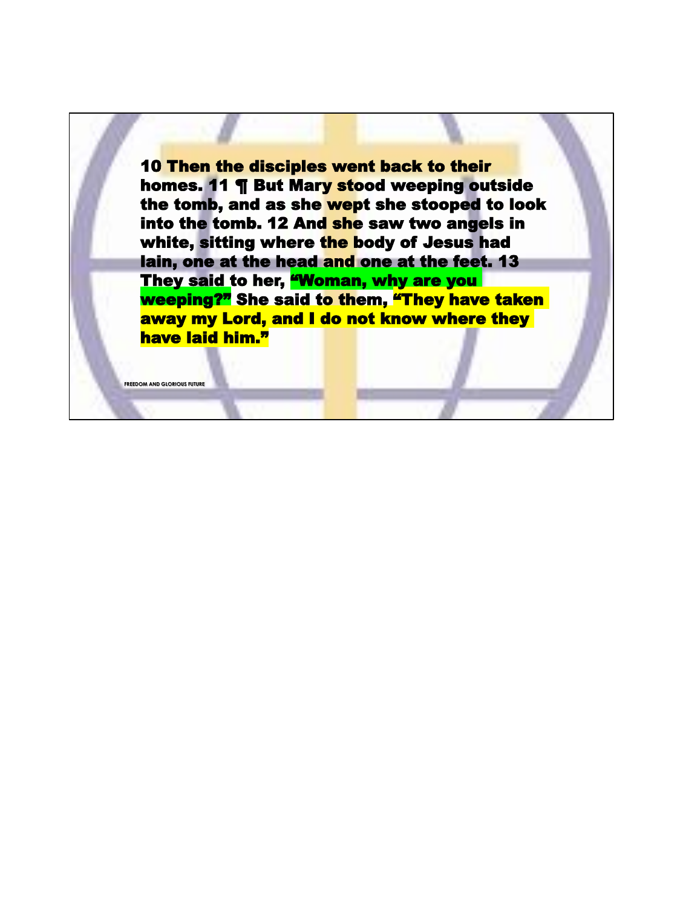**10 Then the disciples went back to their homes. 11 ¶ But Mary stood weeping outside the tomb, and as she wept she stooped to look into the tomb. 12 And she saw two angels in white, sitting where the body of Jesus had lain, one at the head and one at the feet. 13 They said to her, “Woman, why are you weeping?” She said to them, “They have taken away my Lord, and I do not know where they have laid him.”**

FREEDOM AND GLORIOUS FUTURE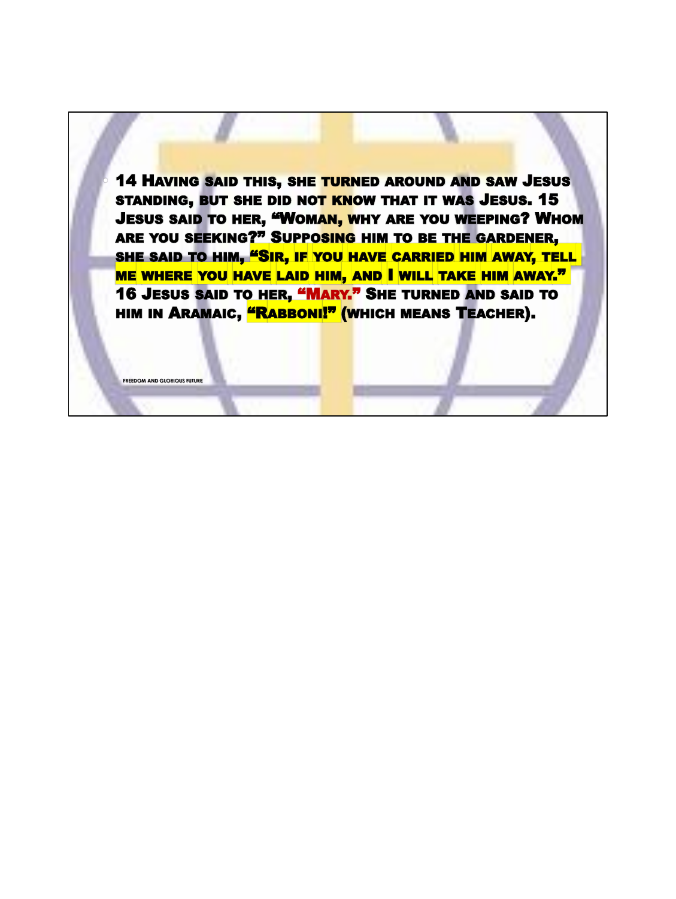- 14 Having said this, she turned around and saw Jesus standing, but she did not know that it was Jesus. 15 Jesus said to her, "Woman, why are you weeping? Whom are you seeking?" Supposing him to be the gardener, she said to him, "Sir, if you have carried him away, tell me where you have laid him, and I will take him away." 16 Jesus said to her, "Mary." She turned and said to him in Aramaic, "Rabboni!" (which means Teacher).

FREEDOM AND GLORIOUS FUTURE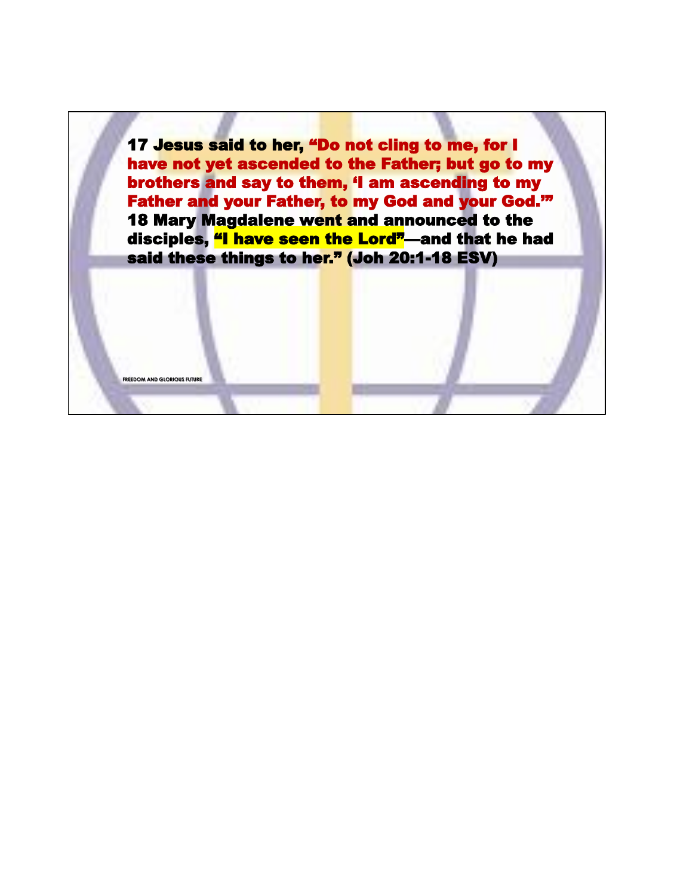**17 Jesus said to her, "Do not cling to me, for I have not yet ascended to the Father; but go to my brothers and say to them, 'I am ascending to my Father and your Father, to my God and your God.'" 18 Mary Magdalene went and announced to the disciples, "I have seen the Lord"—and that he had said these things to her." (Joh 20:1-18 ESV)**

FREEDOM AND GLORIOUS FUTURE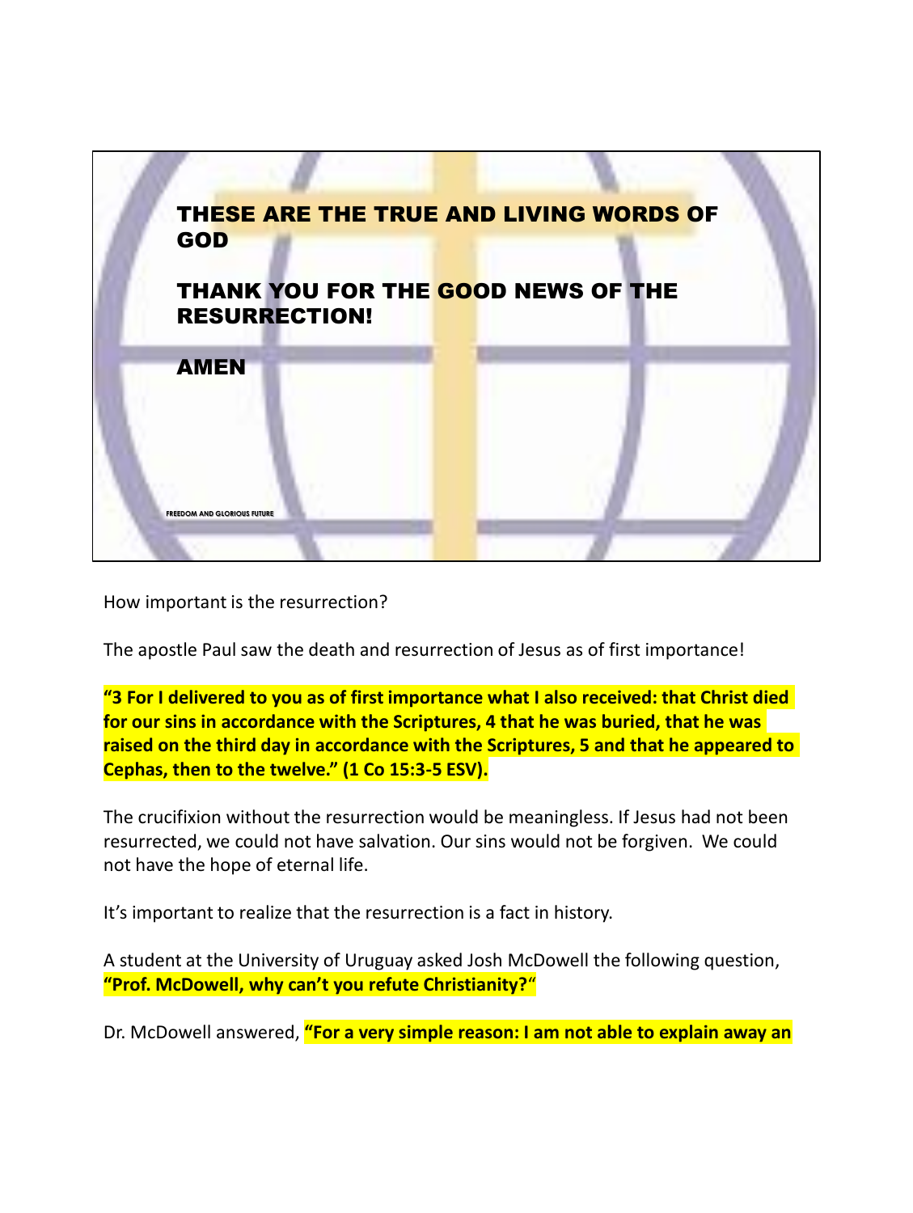THESE ARE THE TRUE AND LIVING WORDS OF GOD

THANK YOU FOR THE GOOD NEWS OF THE RESURRECTION!

AMEN

FREEDOM AND GLORIOUS FUTURE

How important is the resurrection?

The apostle Paul saw the death and resurrection of Jesus as of first importance!

**"3 For I delivered to you as of first importance what I also received: that Christ died for our sins in accordance with the Scriptures, 4 that he was buried, that he was raised on the third day in accordance with the Scriptures, 5 and that he appeared to Cephas, then to the twelve." (1 Co 15:3-5 ESV).**

The crucifixion without the resurrection would be meaningless. If Jesus had not been resurrected, we could not have salvation. Our sins would not be forgiven. We could not have the hope of eternal life.

It's important to realize that the resurrection is a fact in history.

A student at the University of Uruguay asked Josh McDowell the following question, **"Prof. McDowell, why can't you refute Christianity?"**

Dr. McDowell answered, **"For a very simple reason: I am not able to explain away an**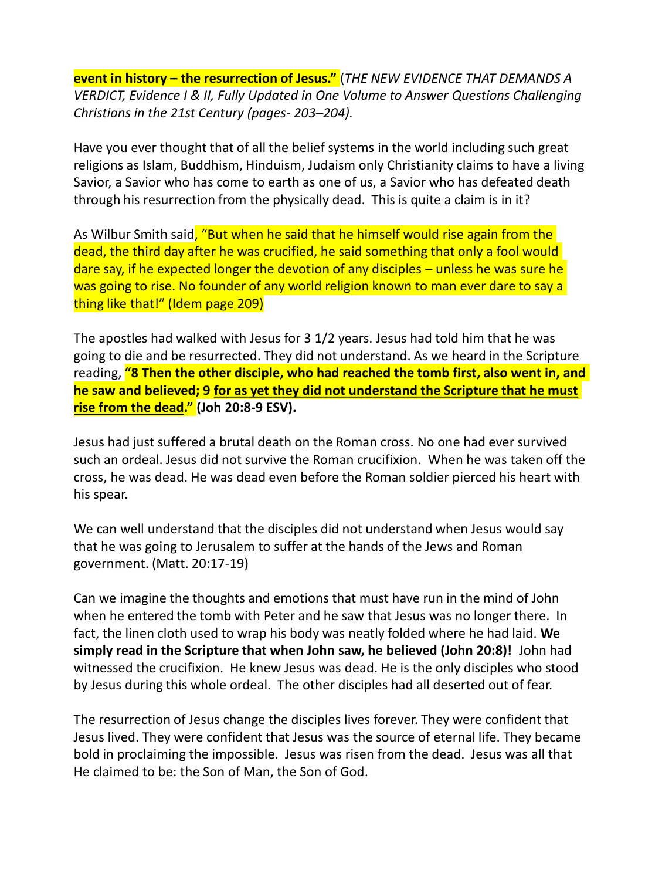**event in history – the resurrection of Jesus."** (*THE NEW EVIDENCE THAT DEMANDS A VERDICT, Evidence I & II, Fully Updated in One Volume to Answer Questions Challenging Christians in the 21st Century (pages- 203–204).*

Have you ever thought that of all the belief systems in the world including such great religions as Islam, Buddhism, Hinduism, Judaism only Christianity claims to have a living Savior, a Savior who has come to earth as one of us, a Savior who has defeated death through his resurrection from the physically dead. This is quite a claim is in it?

As Wilbur Smith said, "But when he said that he himself would rise again from the dead, the third day after he was crucified, he said something that only a fool would dare say, if he expected longer the devotion of any disciples – unless he was sure he was going to rise. No founder of any world religion known to man ever dare to say a thing like that!" (Idem page 209)

The apostles had walked with Jesus for 3 1/2 years. Jesus had told him that he was going to die and be resurrected. They did not understand. As we heard in the Scripture reading, **"8 Then the other disciple, who had reached the tomb first, also went in, and he saw and believed; 9 <u>for as yet they did not understand the Scripture that he must rise from the dead</u>." (Joh 20:8-9 ESV).**

Jesus had just suffered a brutal death on the Roman cross. No one had ever survived such an ordeal. Jesus did not survive the Roman crucifixion. When he was taken off the cross, he was dead. He was dead even before the Roman soldier pierced his heart with his spear.

We can well understand that the disciples did not understand when Jesus would say that he was going to Jerusalem to suffer at the hands of the Jews and Roman government. (Matt. 20:17-19)

Can we imagine the thoughts and emotions that must have run in the mind of John when he entered the tomb with Peter and he saw that Jesus was no longer there. In fact, the linen cloth used to wrap his body was neatly folded where he had laid. **We simply read in the Scripture that when John saw, he believed (John 20:8)!** John had witnessed the crucifixion. He knew Jesus was dead. He is the only disciples who stood by Jesus during this whole ordeal. The other disciples had all deserted out of fear.

The resurrection of Jesus change the disciples lives forever. They were confident that Jesus lived. They were confident that Jesus was the source of eternal life. They became bold in proclaiming the impossible. Jesus was risen from the dead. Jesus was all that He claimed to be: the Son of Man, the Son of God.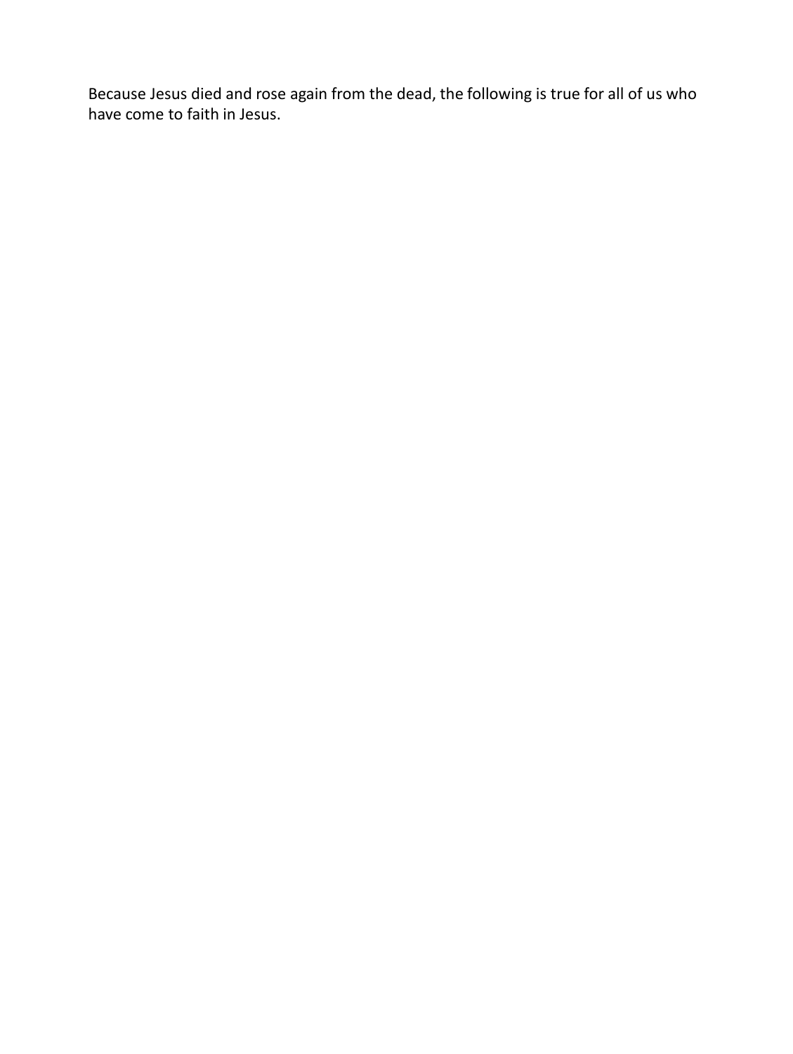Because Jesus died and rose again from the dead, the following is true for all of us who have come to faith in Jesus.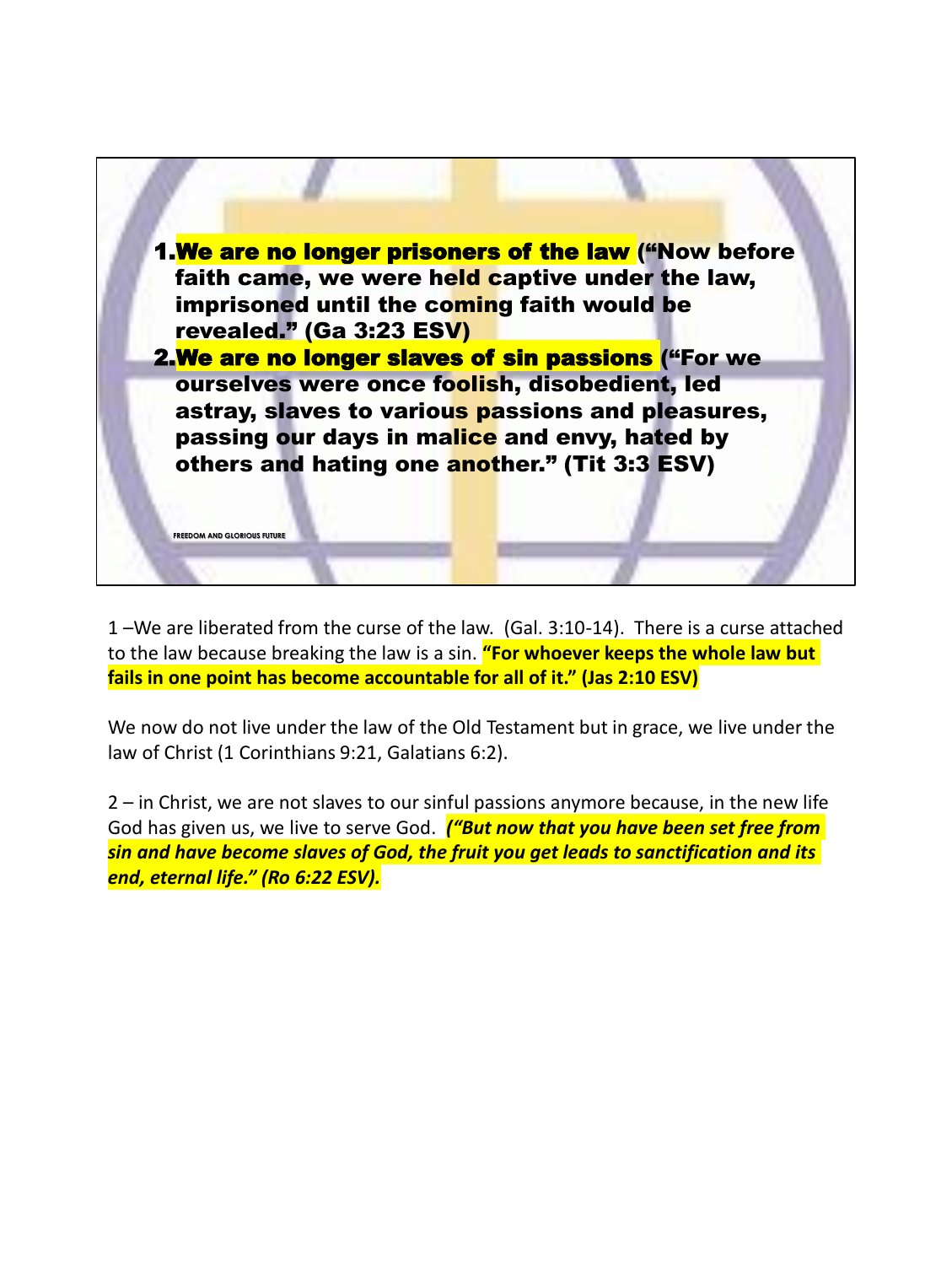1. **We are no longer prisoners of the law** ("Now before faith came, we were held captive under the law, imprisoned until the coming faith would be revealed." (Ga 3:23 ESV)
2. **We are no longer slaves of sin passions** ("For we ourselves were once foolish, disobedient, led astray, slaves to various passions and pleasures, passing our days in malice and envy, hated by others and hating one another." (Tit 3:3 ESV)

FREEDOM AND GLORIOUS FUTURE

1 –We are liberated from the curse of the law. (Gal. 3:10-14). There is a curse attached to the law because breaking the law is a sin. **"For whoever keeps the whole law but fails in one point has become accountable for all of it." (Jas 2:10 ESV)**

We now do not live under the law of the Old Testament but in grace, we live under the law of Christ (1 Corinthians 9:21, Galatians 6:2).

2 – in Christ, we are not slaves to our sinful passions anymore because, in the new life God has given us, we live to serve God. ***("But now that you have been set free from sin and have become slaves of God, the fruit you get leads to sanctification and its end, eternal life." (Ro 6:22 ESV).***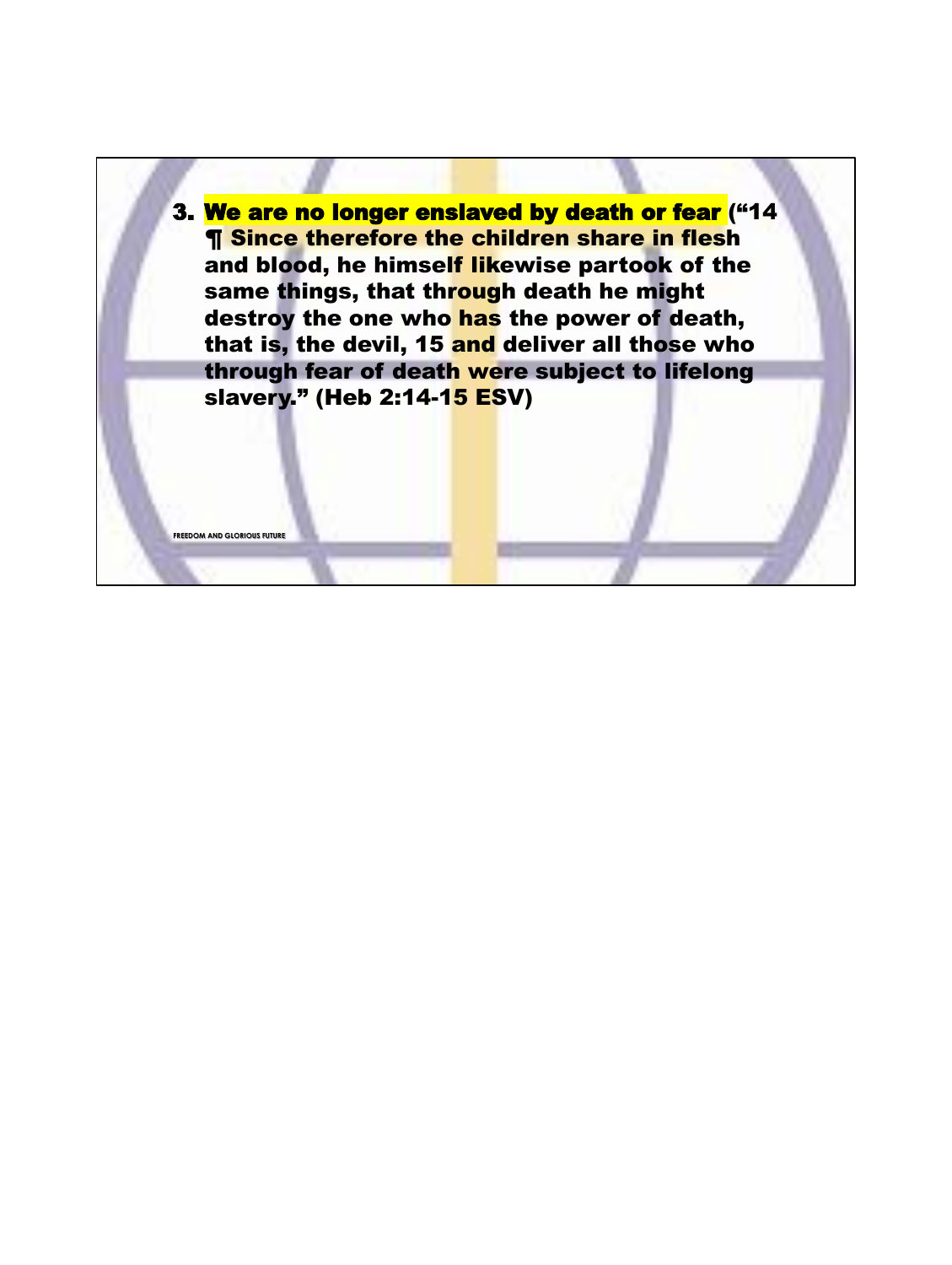3. **We are no longer enslaved by death or fear** **(“14 ¶ Since therefore the children share in flesh and blood, he himself likewise partook of the same things, that through death he might destroy the one who has the power of death, that is, the devil, 15 and deliver all those who through fear of death were subject to lifelong slavery.” (Heb 2:14-15 ESV)**

FREEDOM AND GLORIOUS FUTURE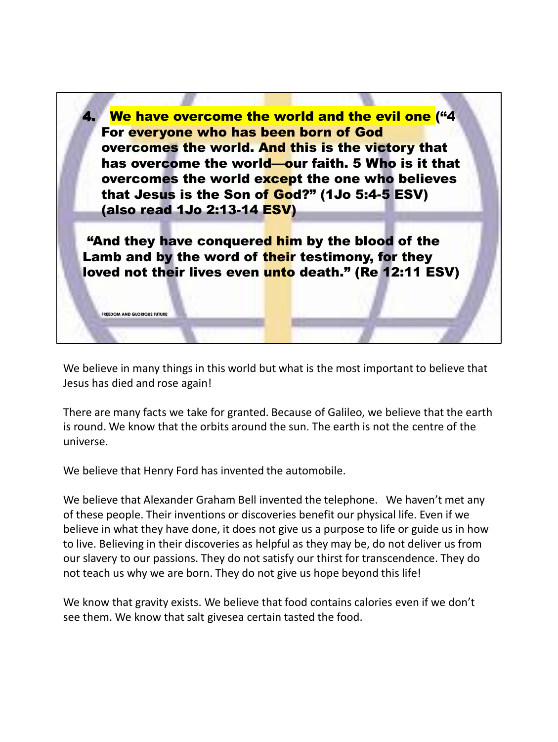4. **We have overcome the world and the evil one** (“4 For everyone who has been born of God overcomes the world. And this is the victory that has overcome the world—our faith. 5 Who is it that overcomes the world except the one who believes that Jesus is the Son of God?” (1Jo 5:4-5 ESV) (also read 1Jo 2:13-14 ESV)

**“And they have conquered him by the blood of the Lamb and by the word of their testimony, for they loved not their lives even unto death.” (Re 12:11 ESV)**

FREEDOM AND GLORIOUS FUTURE

We believe in many things in this world but what is the most important to believe that Jesus has died and rose again!

There are many facts we take for granted. Because of Galileo, we believe that the earth is round. We know that the orbits around the sun. The earth is not the centre of the universe.

We believe that Henry Ford has invented the automobile.

We believe that Alexander Graham Bell invented the telephone. We haven’t met any of these people. Their inventions or discoveries benefit our physical life. Even if we believe in what they have done, it does not give us a purpose to life or guide us in how to live. Believing in their discoveries as helpful as they may be, do not deliver us from our slavery to our passions. They do not satisfy our thirst for transcendence. They do not teach us why we are born. They do not give us hope beyond this life!

We know that gravity exists. We believe that food contains calories even if we don’t see them. We know that salt givesea certain tasted the food.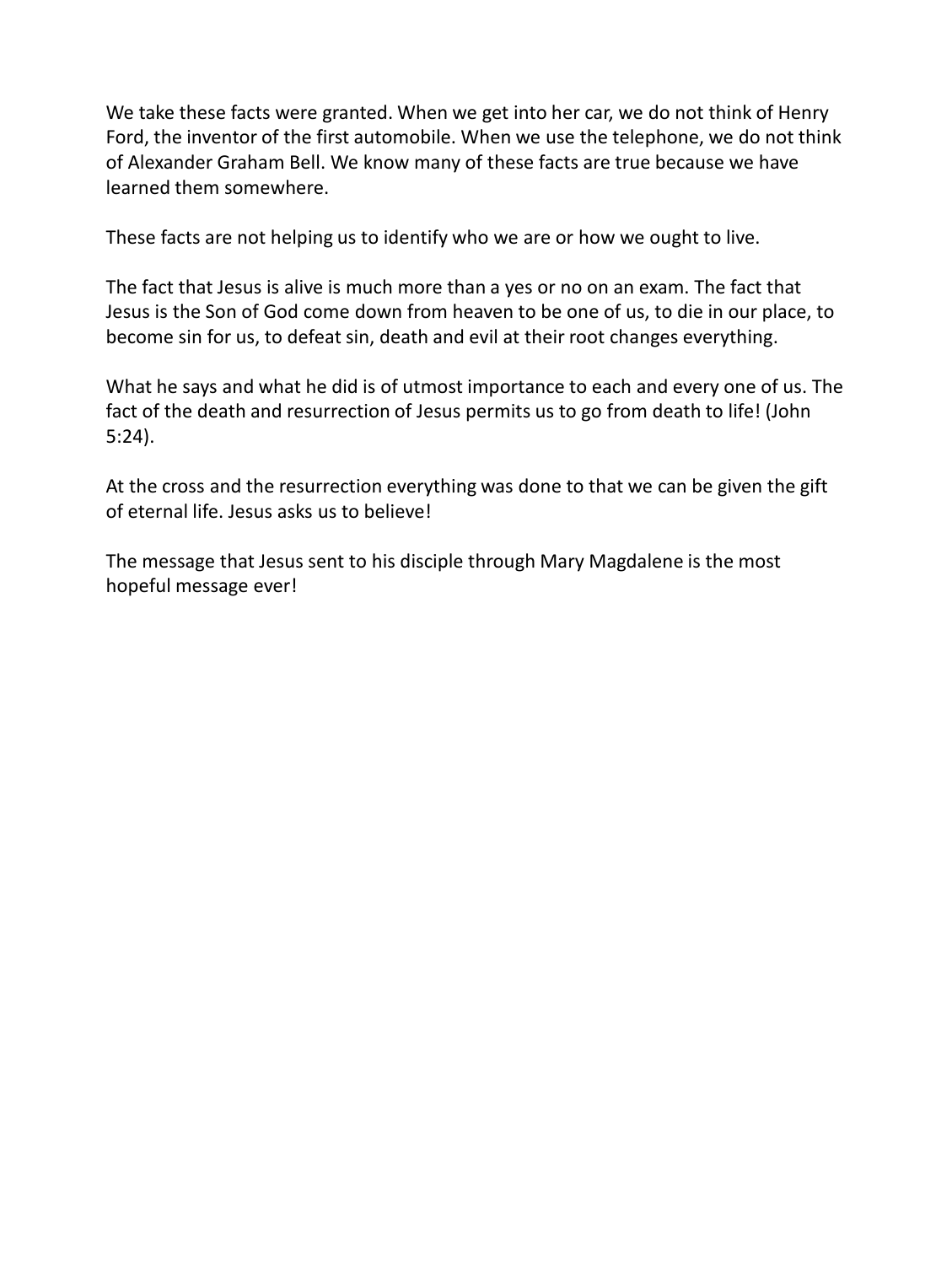We take these facts were granted. When we get into her car, we do not think of Henry Ford, the inventor of the first automobile. When we use the telephone, we do not think of Alexander Graham Bell. We know many of these facts are true because we have learned them somewhere.

These facts are not helping us to identify who we are or how we ought to live.

The fact that Jesus is alive is much more than a yes or no on an exam. The fact that Jesus is the Son of God come down from heaven to be one of us, to die in our place, to become sin for us, to defeat sin, death and evil at their root changes everything.

What he says and what he did is of utmost importance to each and every one of us. The fact of the death and resurrection of Jesus permits us to go from death to life! (John 5:24).

At the cross and the resurrection everything was done to that we can be given the gift of eternal life. Jesus asks us to believe!

The message that Jesus sent to his disciple through Mary Magdalene is the most hopeful message ever!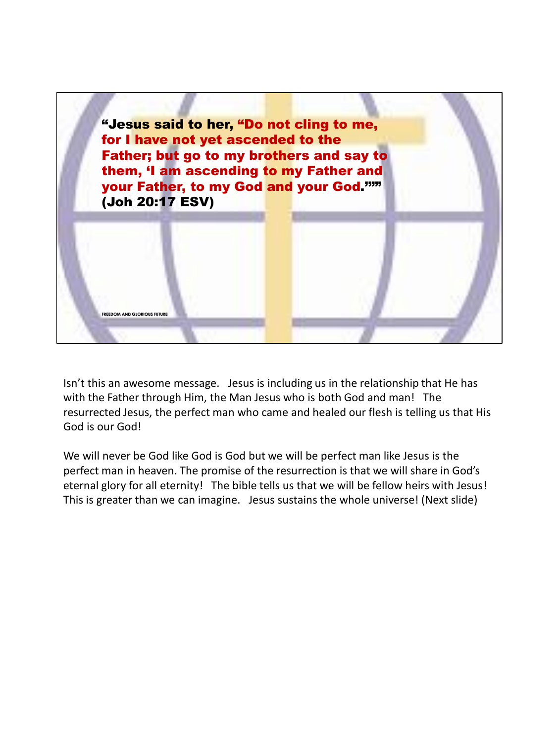"Jesus said to her, "Do not cling to me, for I have not yet ascended to the Father; but go to my brothers and say to them, 'I am ascending to my Father and your Father, to my God and your God.'"" (Joh 20:17 ESV)

FREEDOM AND GLORIOUS FUTURE

Isn't this an awesome message. Jesus is including us in the relationship that He has with the Father through Him, the Man Jesus who is both God and man! The resurrected Jesus, the perfect man who came and healed our flesh is telling us that His God is our God!

We will never be God like God is God but we will be perfect man like Jesus is the perfect man in heaven. The promise of the resurrection is that we will share in God's eternal glory for all eternity! The bible tells us that we will be fellow heirs with Jesus! This is greater than we can imagine. Jesus sustains the whole universe! (Next slide)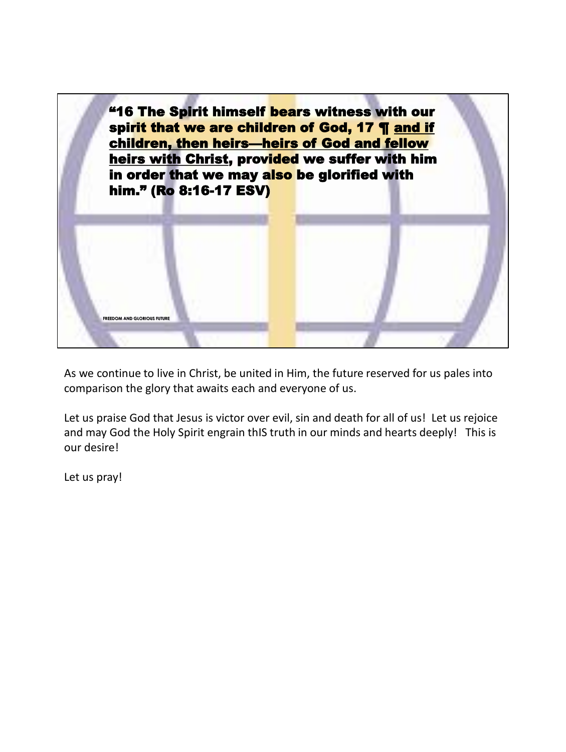**“16 The Spirit himself bears witness with our spirit that we are children of God, 17 ¶ <u>and if children, then heirs—heirs of God and fellow heirs with Christ</u>, provided we suffer with him in order that we may also be glorified with him.” (Ro 8:16-17 ESV)**

FREEDOM AND GLORIOUS FUTURE

As we continue to live in Christ, be united in Him, the future reserved for us pales into comparison the glory that awaits each and everyone of us.

Let us praise God that Jesus is victor over evil, sin and death for all of us! Let us rejoice and may God the Holy Spirit engrain thIS truth in our minds and hearts deeply! This is our desire!

Let us pray!